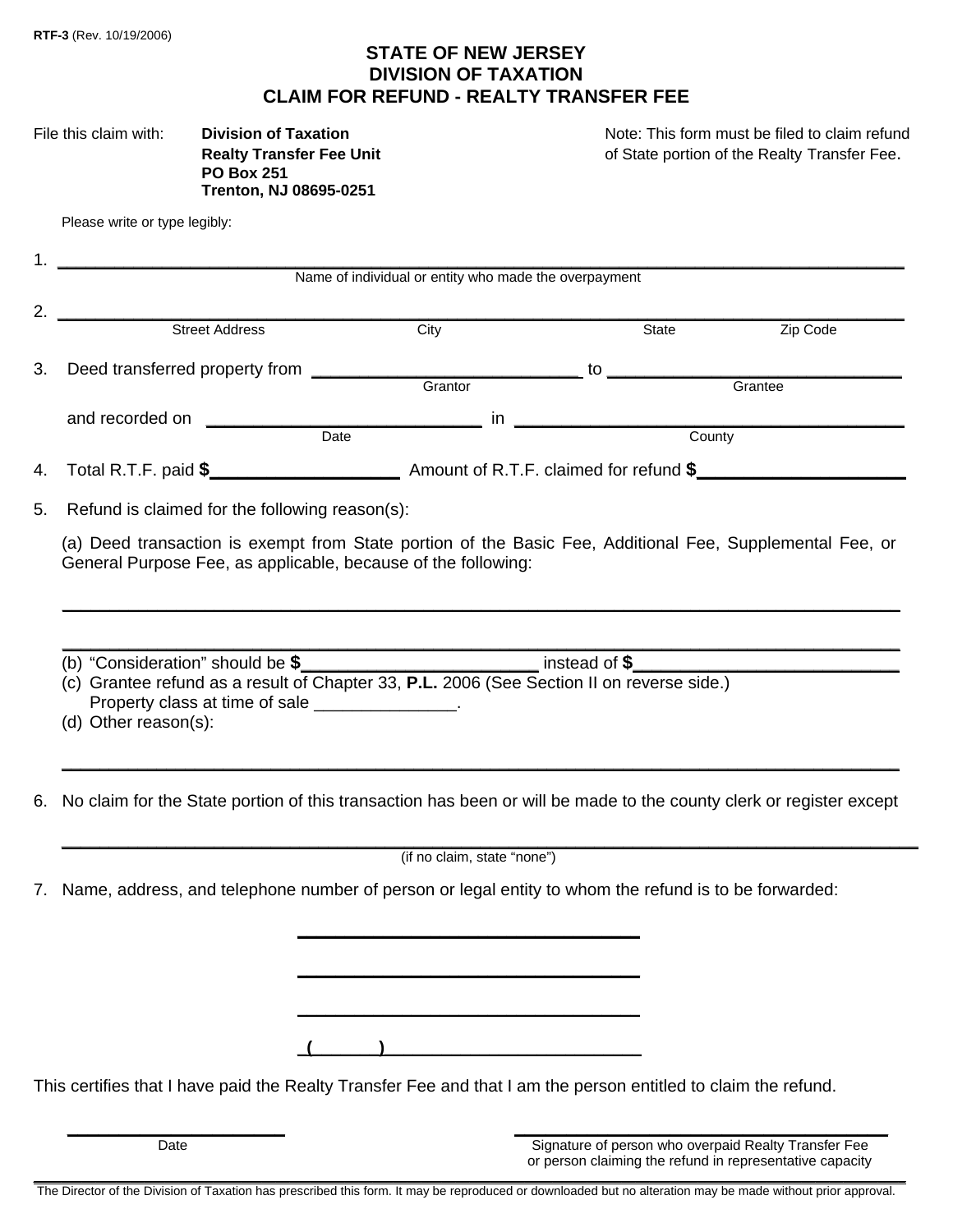RTF-3 (Rev. 10/19/2006)

# STATE OF NEW JERSEY
# DIVISION OF TAXATION
# CLAIM FOR REFUND - REALTY TRANSFER FEE

File this claim with: **Division of Taxation**
**Realty Transfer Fee Unit**
**PO Box 251**
**Trenton, NJ 08695-0251**

Note: This form must be filed to claim refund of State portion of the Realty Transfer Fee.

Please write or type legibly:

1. ______________________________________________
Name of individual or entity who made the overpayment

2. ______________________________________________
Street Address | City | State | Zip Code

3. Deed transferred property from ____________________ to ____________________
Grantor | Grantee

and recorded on ____________________ in ____________________
Date | County

4. Total R.T.F. paid **$**__________ Amount of R.T.F. claimed for refund **$**__________

5. Refund is claimed for the following reason(s):

(a) Deed transaction is exempt from State portion of the Basic Fee, Additional Fee, Supplemental Fee, or General Purpose Fee, as applicable, because of the following:

______________________________________________

______________________________________________

(b) "Consideration" should be **$**__________ instead of **$**__________
(c) Grantee refund as a result of Chapter 33, **P.L.** 2006 (See Section II on reverse side.)
Property class at time of sale _______________.
(d) Other reason(s):

______________________________________________

6. No claim for the State portion of this transaction has been or will be made to the county clerk or register except

______________________________________________
(if no claim, state "none")

7. Name, address, and telephone number of person or legal entity to whom the refund is to be forwarded:

______________________________

______________________________

______________________________

(        ) ______________________________

This certifies that I have paid the Realty Transfer Fee and that I am the person entitled to claim the refund.

______________________
Date

______________________________
Signature of person who overpaid Realty Transfer Fee or person claiming the refund in representative capacity

The Director of the Division of Taxation has prescribed this form. It may be reproduced or downloaded but no alteration may be made without prior approval.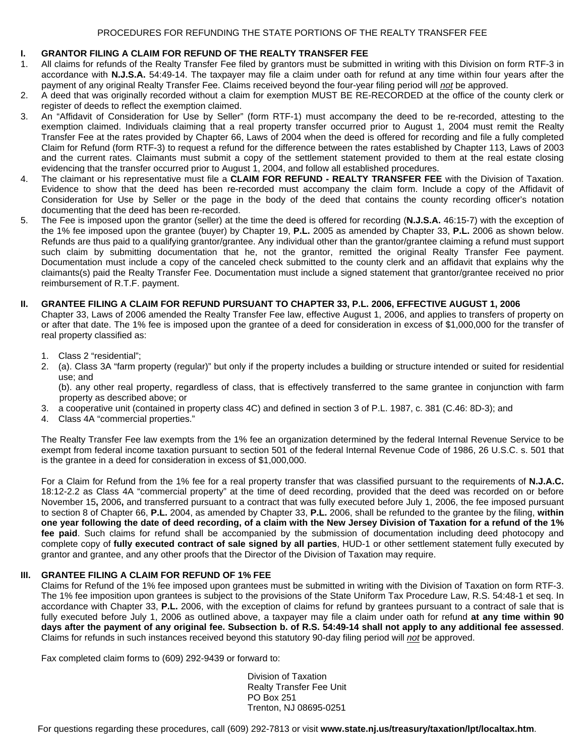# PROCEDURES FOR REFUNDING THE STATE PORTIONS OF THE REALTY TRANSFER FEE

## I. GRANTOR FILING A CLAIM FOR REFUND OF THE REALTY TRANSFER FEE

1. All claims for refunds of the Realty Transfer Fee filed by grantors must be submitted in writing with this Division on form RTF-3 in accordance with **N.J.S.A.** 54:49-14. The taxpayer may file a claim under oath for refund at any time within four years after the payment of any original Realty Transfer Fee. Claims received beyond the four-year filing period will *not* be approved.
2. A deed that was originally recorded without a claim for exemption MUST BE RE-RECORDED at the office of the county clerk or register of deeds to reflect the exemption claimed.
3. An "Affidavit of Consideration for Use by Seller" (form RTF-1) must accompany the deed to be re-recorded, attesting to the exemption claimed. Individuals claiming that a real property transfer occurred prior to August 1, 2004 must remit the Realty Transfer Fee at the rates provided by Chapter 66, Laws of 2004 when the deed is offered for recording and file a fully completed Claim for Refund (form RTF-3) to request a refund for the difference between the rates established by Chapter 113, Laws of 2003 and the current rates. Claimants must submit a copy of the settlement statement provided to them at the real estate closing evidencing that the transfer occurred prior to August 1, 2004, and follow all established procedures.
4. The claimant or his representative must file a **CLAIM FOR REFUND - REALTY TRANSFER FEE** with the Division of Taxation. Evidence to show that the deed has been re-recorded must accompany the claim form. Include a copy of the Affidavit of Consideration for Use by Seller or the page in the body of the deed that contains the county recording officer's notation documenting that the deed has been re-recorded.
5. The Fee is imposed upon the grantor (seller) at the time the deed is offered for recording (**N.J.S.A.** 46:15-7) with the exception of the 1% fee imposed upon the grantee (buyer) by Chapter 19, **P.L.** 2005 as amended by Chapter 33, **P.L.** 2006 as shown below. Refunds are thus paid to a qualifying grantor/grantee. Any individual other than the grantor/grantee claiming a refund must support such claim by submitting documentation that he, not the grantor, remitted the original Realty Transfer Fee payment. Documentation must include a copy of the canceled check submitted to the county clerk and an affidavit that explains why the claimants(s) paid the Realty Transfer Fee. Documentation must include a signed statement that grantor/grantee received no prior reimbursement of R.T.F. payment.

## II. GRANTEE FILING A CLAIM FOR REFUND PURSUANT TO CHAPTER 33, P.L. 2006, EFFECTIVE AUGUST 1, 2006

Chapter 33, Laws of 2006 amended the Realty Transfer Fee law, effective August 1, 2006, and applies to transfers of property on or after that date. The 1% fee is imposed upon the grantee of a deed for consideration in excess of $1,000,000 for the transfer of real property classified as:

1. Class 2 "residential";
2. (a). Class 3A "farm property (regular)" but only if the property includes a building or structure intended or suited for residential use; and

   (b). any other real property, regardless of class, that is effectively transferred to the same grantee in conjunction with farm property as described above; or
3. a cooperative unit (contained in property class 4C) and defined in section 3 of P.L. 1987, c. 381 (C.46: 8D-3); and
4. Class 4A "commercial properties."

The Realty Transfer Fee law exempts from the 1% fee an organization determined by the federal Internal Revenue Service to be exempt from federal income taxation pursuant to section 501 of the federal Internal Revenue Code of 1986, 26 U.S.C. s. 501 that is the grantee in a deed for consideration in excess of $1,000,000.

For a Claim for Refund from the 1% fee for a real property transfer that was classified pursuant to the requirements of **N.J.A.C.** 18:12-2.2 as Class 4A "commercial property" at the time of deed recording, provided that the deed was recorded on or before November 15**,** 2006**,** and transferred pursuant to a contract that was fully executed before July 1, 2006, the fee imposed pursuant to section 8 of Chapter 66, **P.L.** 2004, as amended by Chapter 33, **P.L.** 2006, shall be refunded to the grantee by the filing, **within one year following the date of deed recording, of a claim with the New Jersey Division of Taxation for a refund of the 1% fee paid**. Such claims for refund shall be accompanied by the submission of documentation including deed photocopy and complete copy of **fully executed contract of sale signed by all parties**, HUD-1 or other settlement statement fully executed by grantor and grantee, and any other proofs that the Director of the Division of Taxation may require.

## III. GRANTEE FILING A CLAIM FOR REFUND OF 1% FEE

Claims for Refund of the 1% fee imposed upon grantees must be submitted in writing with the Division of Taxation on form RTF-3. The 1% fee imposition upon grantees is subject to the provisions of the State Uniform Tax Procedure Law, R.S. 54:48-1 et seq. In accordance with Chapter 33, **P.L.** 2006, with the exception of claims for refund by grantees pursuant to a contract of sale that is fully executed before July 1, 2006 as outlined above, a taxpayer may file a claim under oath for refund **at any time within 90 days after the payment of any original fee. Subsection b. of R.S. 54:49-14 shall not apply to any additional fee assessed**. Claims for refunds in such instances received beyond this statutory 90-day filing period will *not* be approved.

Fax completed claim forms to (609) 292-9439 or forward to:

Division of Taxation
Realty Transfer Fee Unit
PO Box 251
Trenton, NJ 08695-0251

For questions regarding these procedures, call (609) 292-7813 or visit **www.state.nj.us/treasury/taxation/lpt/localtax.htm**.